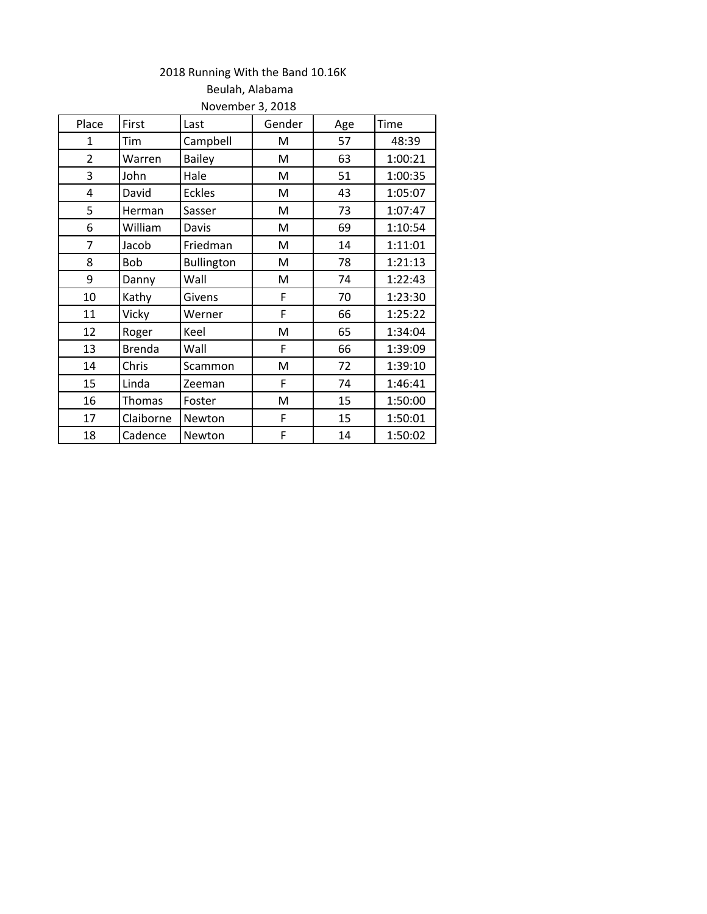2018 Running With the Band 10.16K

Beulah, Alabama

November 3, 2018

| Place | First | Last | Gender | Age | Time |
|---|---|---|---|---|---|
| 1 | Tim | Campbell | M | 57 | 48:39 |
| 2 | Warren | Bailey | M | 63 | 1:00:21 |
| 3 | John | Hale | M | 51 | 1:00:35 |
| 4 | David | Eckles | M | 43 | 1:05:07 |
| 5 | Herman | Sasser | M | 73 | 1:07:47 |
| 6 | William | Davis | M | 69 | 1:10:54 |
| 7 | Jacob | Friedman | M | 14 | 1:11:01 |
| 8 | Bob | Bullington | M | 78 | 1:21:13 |
| 9 | Danny | Wall | M | 74 | 1:22:43 |
| 10 | Kathy | Givens | F | 70 | 1:23:30 |
| 11 | Vicky | Werner | F | 66 | 1:25:22 |
| 12 | Roger | Keel | M | 65 | 1:34:04 |
| 13 | Brenda | Wall | F | 66 | 1:39:09 |
| 14 | Chris | Scammon | M | 72 | 1:39:10 |
| 15 | Linda | Zeeman | F | 74 | 1:46:41 |
| 16 | Thomas | Foster | M | 15 | 1:50:00 |
| 17 | Claiborne | Newton | F | 15 | 1:50:01 |
| 18 | Cadence | Newton | F | 14 | 1:50:02 |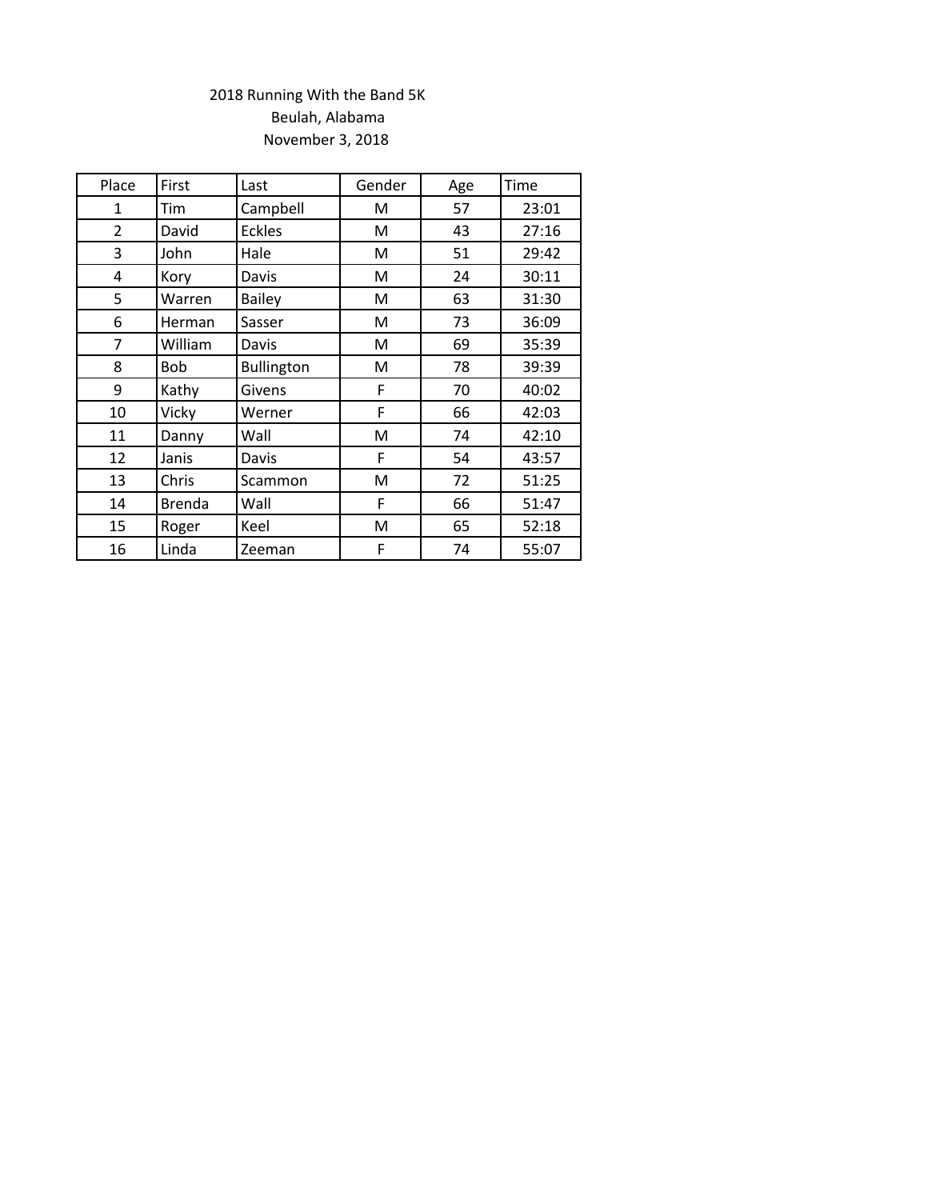2018 Running With the Band 5K

Beulah, Alabama

November 3, 2018

| Place | First | Last | Gender | Age | Time |
|---|---|---|---|---|---|
| 1 | Tim | Campbell | M | 57 | 23:01 |
| 2 | David | Eckles | M | 43 | 27:16 |
| 3 | John | Hale | M | 51 | 29:42 |
| 4 | Kory | Davis | M | 24 | 30:11 |
| 5 | Warren | Bailey | M | 63 | 31:30 |
| 6 | Herman | Sasser | M | 73 | 36:09 |
| 7 | William | Davis | M | 69 | 35:39 |
| 8 | Bob | Bullington | M | 78 | 39:39 |
| 9 | Kathy | Givens | F | 70 | 40:02 |
| 10 | Vicky | Werner | F | 66 | 42:03 |
| 11 | Danny | Wall | M | 74 | 42:10 |
| 12 | Janis | Davis | F | 54 | 43:57 |
| 13 | Chris | Scammon | M | 72 | 51:25 |
| 14 | Brenda | Wall | F | 66 | 51:47 |
| 15 | Roger | Keel | M | 65 | 52:18 |
| 16 | Linda | Zeeman | F | 74 | 55:07 |